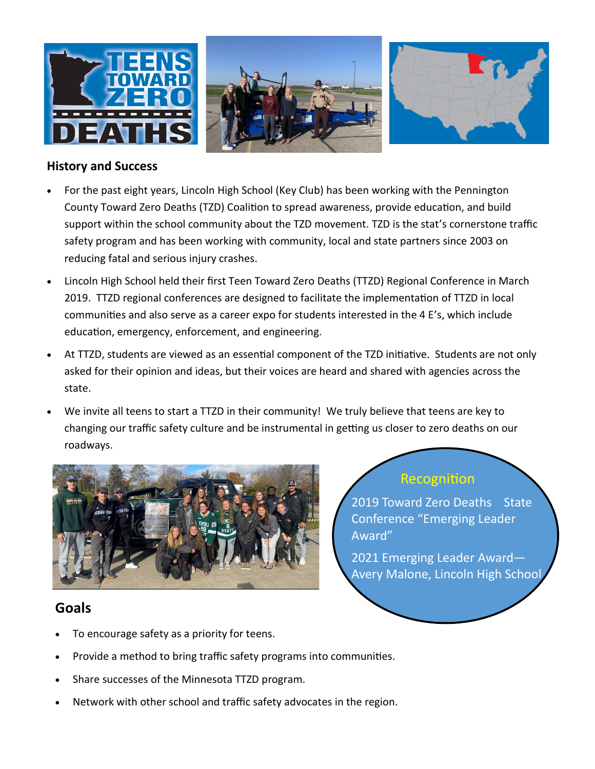## History and Success

- For the past eight years, Lincoln High School (Key Club) has been working with the Pennington County Toward Zero Deaths (TZD) Coalition to spread awareness, provide education, and build support within the school community about the TZD movement. TZD is the stat's cornerstone traffic safety program and has been working with community, local and state partners since 2003 on reducing fatal and serious injury crashes.
- Lincoln High School held their first Teen Toward Zero Deaths (TTZD) Regional Conference in March 2019. TTZD regional conferences are designed to facilitate the implementation of TTZD in local communities and also serve as a career expo for students interested in the 4 E's, which include education, emergency, enforcement, and engineering.
- At TTZD, students are viewed as an essential component of the TZD initiative. Students are not only asked for their opinion and ideas, but their voices are heard and shared with agencies across the state.
- We invite all teens to start a TTZD in their community! We truly believe that teens are key to changing our traffic safety culture and be instrumental in getting us closer to zero deaths on our roadways.

### Recognition

2019 Toward Zero Deaths State Conference "Emerging Leader Award"

2021 Emerging Leader Award—Avery Malone, Lincoln High School

## Goals

- To encourage safety as a priority for teens.
- Provide a method to bring traffic safety programs into communities.
- Share successes of the Minnesota TTZD program.
- Network with other school and traffic safety advocates in the region.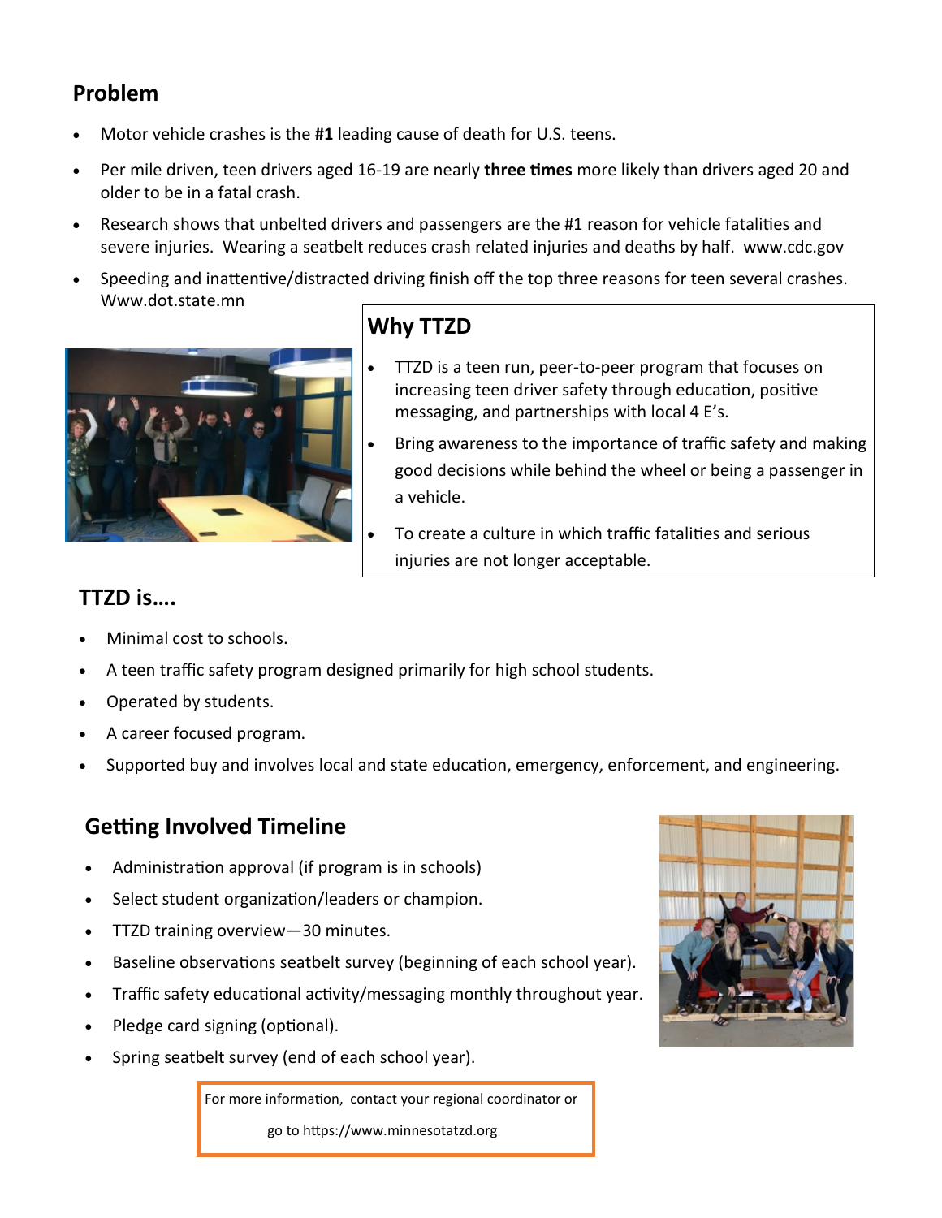## Problem

- Motor vehicle crashes is the **#1** leading cause of death for U.S. teens.
- Per mile driven, teen drivers aged 16-19 are nearly **three times** more likely than drivers aged 20 and older to be in a fatal crash.
- Research shows that unbelted drivers and passengers are the #1 reason for vehicle fatalities and severe injuries. Wearing a seatbelt reduces crash related injuries and deaths by half. www.cdc.gov
- Speeding and inattentive/distracted driving finish off the top three reasons for teen several crashes. Www.dot.state.mn

## Why TTZD

- TTZD is a teen run, peer-to-peer program that focuses on increasing teen driver safety through education, positive messaging, and partnerships with local 4 E's.
- Bring awareness to the importance of traffic safety and making good decisions while behind the wheel or being a passenger in a vehicle.
- To create a culture in which traffic fatalities and serious injuries are not longer acceptable.

## TTZD is….

- Minimal cost to schools.
- A teen traffic safety program designed primarily for high school students.
- Operated by students.
- A career focused program.
- Supported buy and involves local and state education, emergency, enforcement, and engineering.

## Getting Involved Timeline

- Administration approval (if program is in schools)
- Select student organization/leaders or champion.
- TTZD training overview—30 minutes.
- Baseline observations seatbelt survey (beginning of each school year).
- Traffic safety educational activity/messaging monthly throughout year.
- Pledge card signing (optional).
- Spring seatbelt survey (end of each school year).

For more information, contact your regional coordinator or go to https://www.minnesotatzd.org